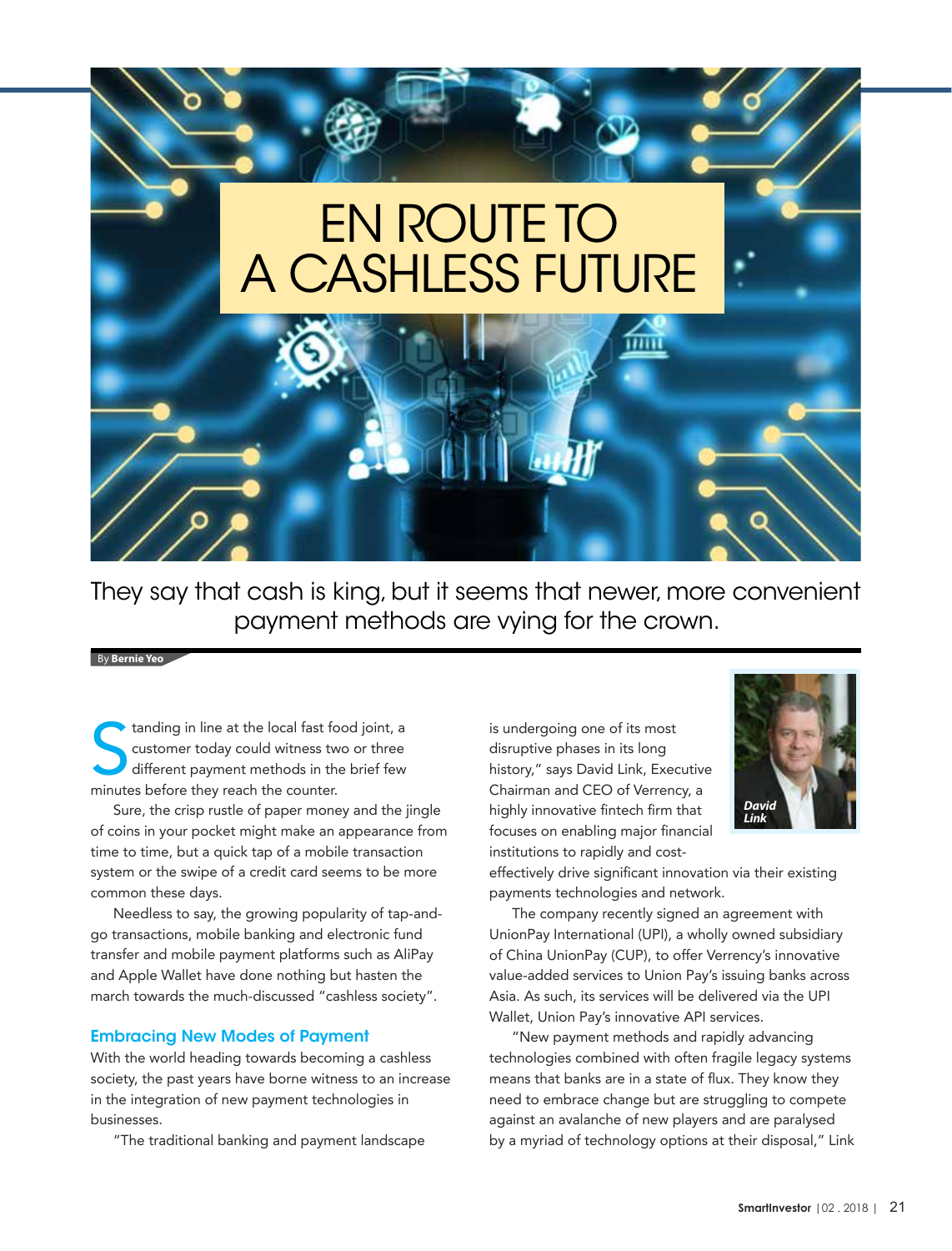# EN ROUTE TO A CASHLESS FUTURE

They say that cash is king, but it seems that newer, more convenient payment methods are vying for the crown.

By **Bernie Yeo**

Standing in line at the local fast food joint, a customer today could witness two or three different payment methods in the brief few minutes before they reach the counter.

Sure, the crisp rustle of paper money and the jingle of coins in your pocket might make an appearance from time to time, but a quick tap of a mobile transaction system or the swipe of a credit card seems to be more common these days.

Needless to say, the growing popularity of tap-and-go transactions, mobile banking and electronic fund transfer and mobile payment platforms such as AliPay and Apple Wallet have done nothing but hasten the march towards the much-discussed "cashless society".

## Embracing New Modes of Payment

With the world heading towards becoming a cashless society, the past years have borne witness to an increase in the integration of new payment technologies in businesses.

"The traditional banking and payment landscape is undergoing one of its most disruptive phases in its long history," says David Link, Executive Chairman and CEO of Verrency, a highly innovative fintech firm that focuses on enabling major financial institutions to rapidly and cost-effectively drive significant innovation via their existing payments technologies and network.

***David Link***

The company recently signed an agreement with UnionPay International (UPI), a wholly owned subsidiary of China UnionPay (CUP), to offer Verrency's innovative value-added services to Union Pay's issuing banks across Asia. As such, its services will be delivered via the UPI Wallet, Union Pay's innovative API services.

"New payment methods and rapidly advancing technologies combined with often fragile legacy systems means that banks are in a state of flux. They know they need to embrace change but are struggling to compete against an avalanche of new players and are paralysed by a myriad of technology options at their disposal," Link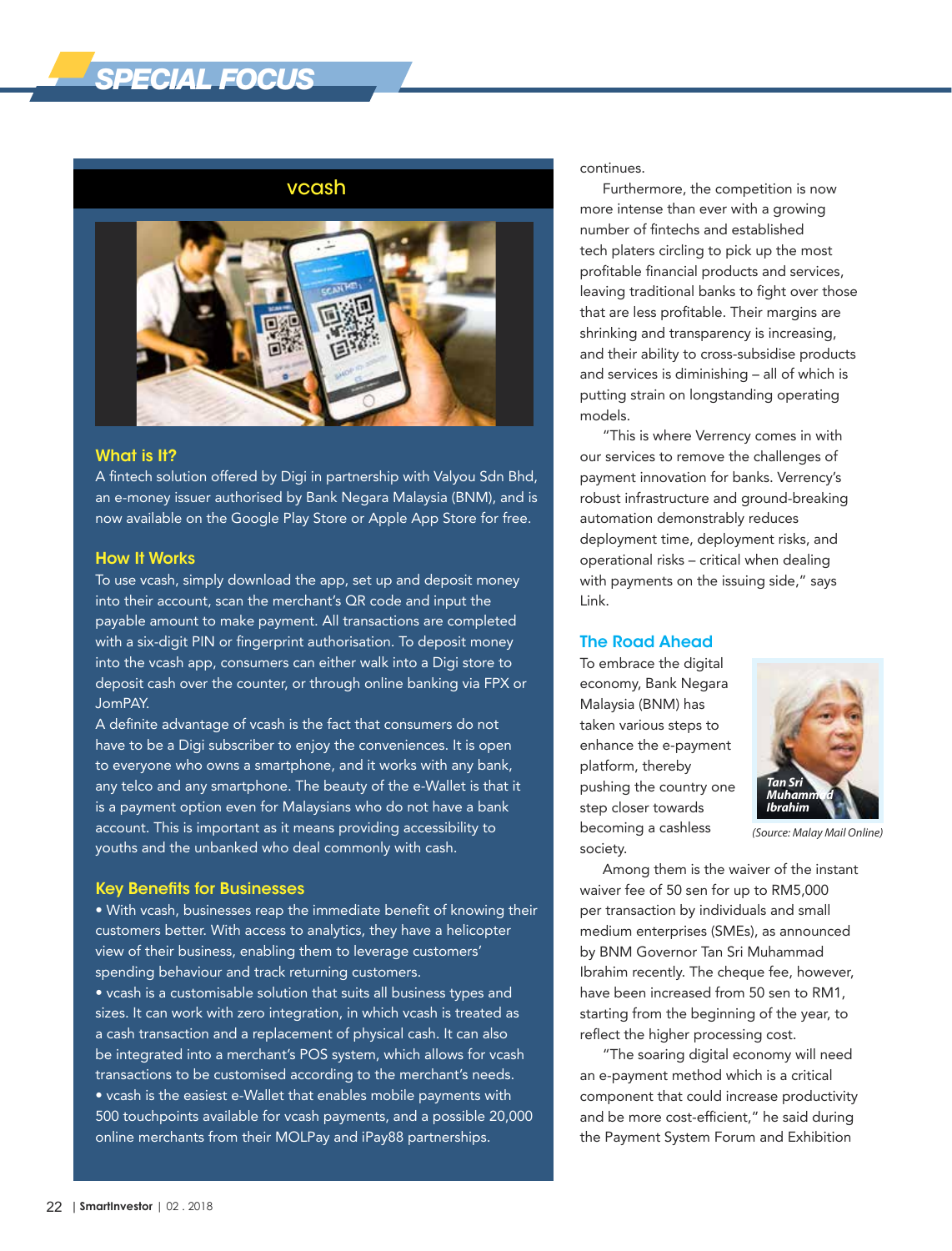## vcash

### What is It?

A fintech solution offered by Digi in partnership with Valyou Sdn Bhd, an e-money issuer authorised by Bank Negara Malaysia (BNM), and is now available on the Google Play Store or Apple App Store for free.

### How It Works

To use vcash, simply download the app, set up and deposit money into their account, scan the merchant's QR code and input the payable amount to make payment. All transactions are completed with a six-digit PIN or fingerprint authorisation. To deposit money into the vcash app, consumers can either walk into a Digi store to deposit cash over the counter, or through online banking via FPX or JomPAY.

A definite advantage of vcash is the fact that consumers do not have to be a Digi subscriber to enjoy the conveniences. It is open to everyone who owns a smartphone, and it works with any bank, any telco and any smartphone. The beauty of the e-Wallet is that it is a payment option even for Malaysians who do not have a bank account. This is important as it means providing accessibility to youths and the unbanked who deal commonly with cash.

### Key Benefits for Businesses

- With vcash, businesses reap the immediate benefit of knowing their customers better. With access to analytics, they have a helicopter view of their business, enabling them to leverage customers' spending behaviour and track returning customers.
- vcash is a customisable solution that suits all business types and sizes. It can work with zero integration, in which vcash is treated as a cash transaction and a replacement of physical cash. It can also be integrated into a merchant's POS system, which allows for vcash transactions to be customised according to the merchant's needs.
- vcash is the easiest e-Wallet that enables mobile payments with 500 touchpoints available for vcash payments, and a possible 20,000 online merchants from their MOLPay and iPay88 partnerships.

continues.

Furthermore, the competition is now more intense than ever with a growing number of fintechs and established tech platers circling to pick up the most profitable financial products and services, leaving traditional banks to fight over those that are less profitable. Their margins are shrinking and transparency is increasing, and their ability to cross-subsidise products and services is diminishing – all of which is putting strain on longstanding operating models.

"This is where Verrency comes in with our services to remove the challenges of payment innovation for banks. Verrency's robust infrastructure and ground-breaking automation demonstrably reduces deployment time, deployment risks, and operational risks – critical when dealing with payments on the issuing side," says Link.

## The Road Ahead

To embrace the digital economy, Bank Negara Malaysia (BNM) has taken various steps to enhance the e-payment platform, thereby pushing the country one step closer towards becoming a cashless society.

Tan Sri Muhammad Ibrahim

*(Source: Malay Mail Online)*

Among them is the waiver of the instant waiver fee of 50 sen for up to RM5,000 per transaction by individuals and small medium enterprises (SMEs), as announced by BNM Governor Tan Sri Muhammad Ibrahim recently. The cheque fee, however, have been increased from 50 sen to RM1, starting from the beginning of the year, to reflect the higher processing cost.

"The soaring digital economy will need an e-payment method which is a critical component that could increase productivity and be more cost-efficient," he said during the Payment System Forum and Exhibition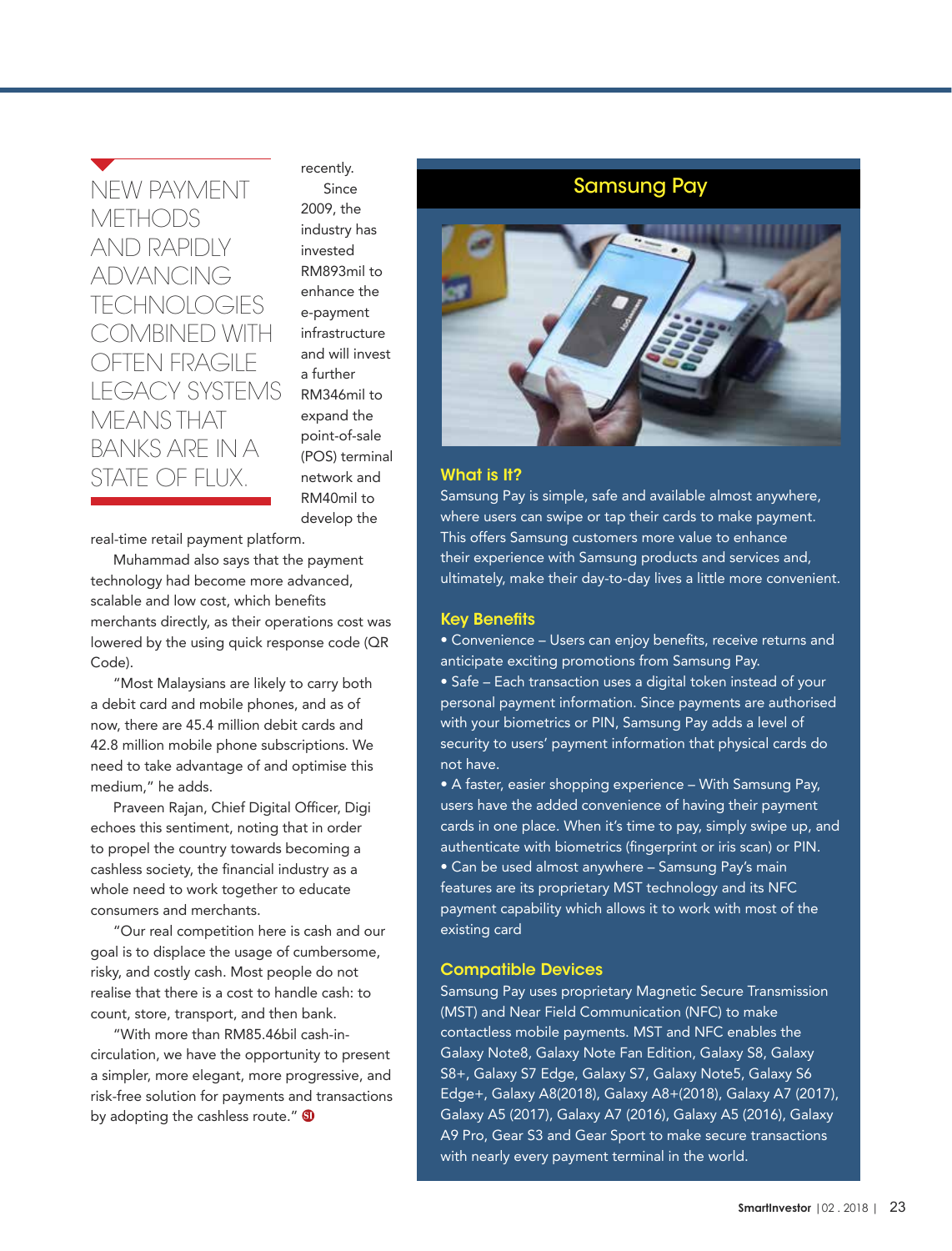recently.

Since 2009, the industry has invested RM893mil to enhance the e-payment infrastructure and will invest a further RM346mil to expand the point-of-sale (POS) terminal network and RM40mil to develop the real-time retail payment platform.

> NEW PAYMENT METHODS AND RAPIDLY ADVANCING TECHNOLOGIES COMBINED WITH OFTEN FRAGILE LEGACY SYSTEMS MEANS THAT BANKS ARE IN A STATE OF FLUX.

Muhammad also says that the payment technology had become more advanced, scalable and low cost, which benefits merchants directly, as their operations cost was lowered by the using quick response code (QR Code).

"Most Malaysians are likely to carry both a debit card and mobile phones, and as of now, there are 45.4 million debit cards and 42.8 million mobile phone subscriptions. We need to take advantage of and optimise this medium," he adds.

Praveen Rajan, Chief Digital Officer, Digi echoes this sentiment, noting that in order to propel the country towards becoming a cashless society, the financial industry as a whole need to work together to educate consumers and merchants.

"Our real competition here is cash and our goal is to displace the usage of cumbersome, risky, and costly cash. Most people do not realise that there is a cost to handle cash: to count, store, transport, and then bank.

"With more than RM85.46bil cash-in-circulation, we have the opportunity to present a simpler, more elegant, more progressive, and risk-free solution for payments and transactions by adopting the cashless route."

## Samsung Pay

### What is It?

Samsung Pay is simple, safe and available almost anywhere, where users can swipe or tap their cards to make payment. This offers Samsung customers more value to enhance their experience with Samsung products and services and, ultimately, make their day-to-day lives a little more convenient.

### Key Benefits

- Convenience – Users can enjoy benefits, receive returns and anticipate exciting promotions from Samsung Pay.
- Safe – Each transaction uses a digital token instead of your personal payment information. Since payments are authorised with your biometrics or PIN, Samsung Pay adds a level of security to users' payment information that physical cards do not have.
- A faster, easier shopping experience – With Samsung Pay, users have the added convenience of having their payment cards in one place. When it's time to pay, simply swipe up, and authenticate with biometrics (fingerprint or iris scan) or PIN.
- Can be used almost anywhere – Samsung Pay's main features are its proprietary MST technology and its NFC payment capability which allows it to work with most of the existing card

### Compatible Devices

Samsung Pay uses proprietary Magnetic Secure Transmission (MST) and Near Field Communication (NFC) to make contactless mobile payments. MST and NFC enables the Galaxy Note8, Galaxy Note Fan Edition, Galaxy S8, Galaxy S8+, Galaxy S7 Edge, Galaxy S7, Galaxy Note5, Galaxy S6 Edge+, Galaxy A8(2018), Galaxy A8+(2018), Galaxy A7 (2017), Galaxy A5 (2017), Galaxy A7 (2016), Galaxy A5 (2016), Galaxy A9 Pro, Gear S3 and Gear Sport to make secure transactions with nearly every payment terminal in the world.